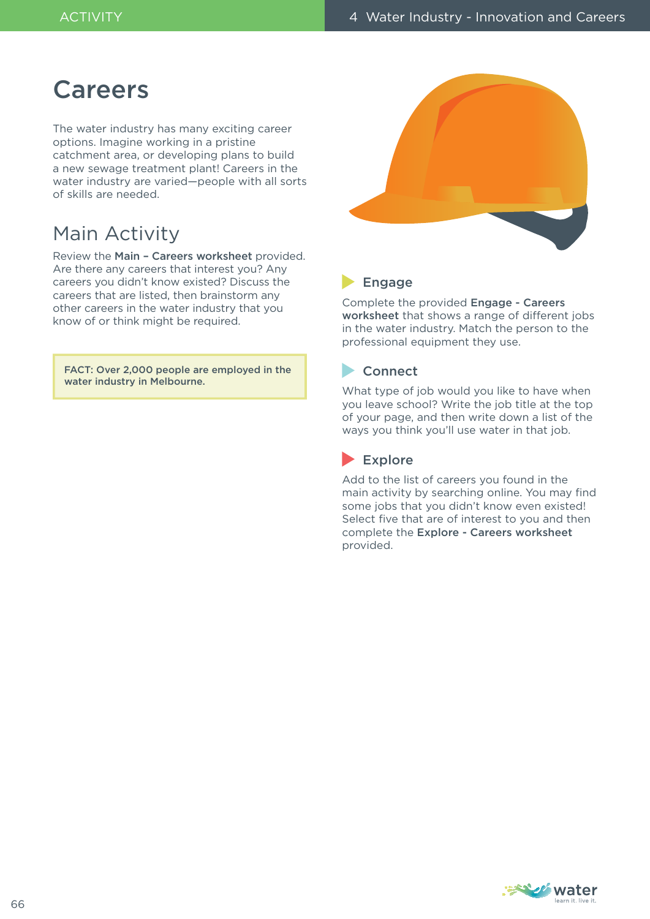# Careers

The water industry has many exciting career options. Imagine working in a pristine catchment area, or developing plans to build a new sewage treatment plant! Careers in the water industry are varied—people with all sorts of skills are needed.

## Main Activity

Review the **Main – Careers worksheet** provided. Are there any careers that interest you? Any careers you didn't know existed? Discuss the careers that are listed, then brainstorm any other careers in the water industry that you know of or think might be required.

> **FACT: Over 2,000 people are employed in the water industry in Melbourne.**

### Engage

Complete the provided **Engage - Careers worksheet** that shows a range of different jobs in the water industry. Match the person to the professional equipment they use.

### Connect

What type of job would you like to have when you leave school? Write the job title at the top of your page, and then write down a list of the ways you think you'll use water in that job.

### Explore

Add to the list of careers you found in the main activity by searching online. You may find some jobs that you didn't know even existed! Select five that are of interest to you and then complete the **Explore - Careers worksheet** provided.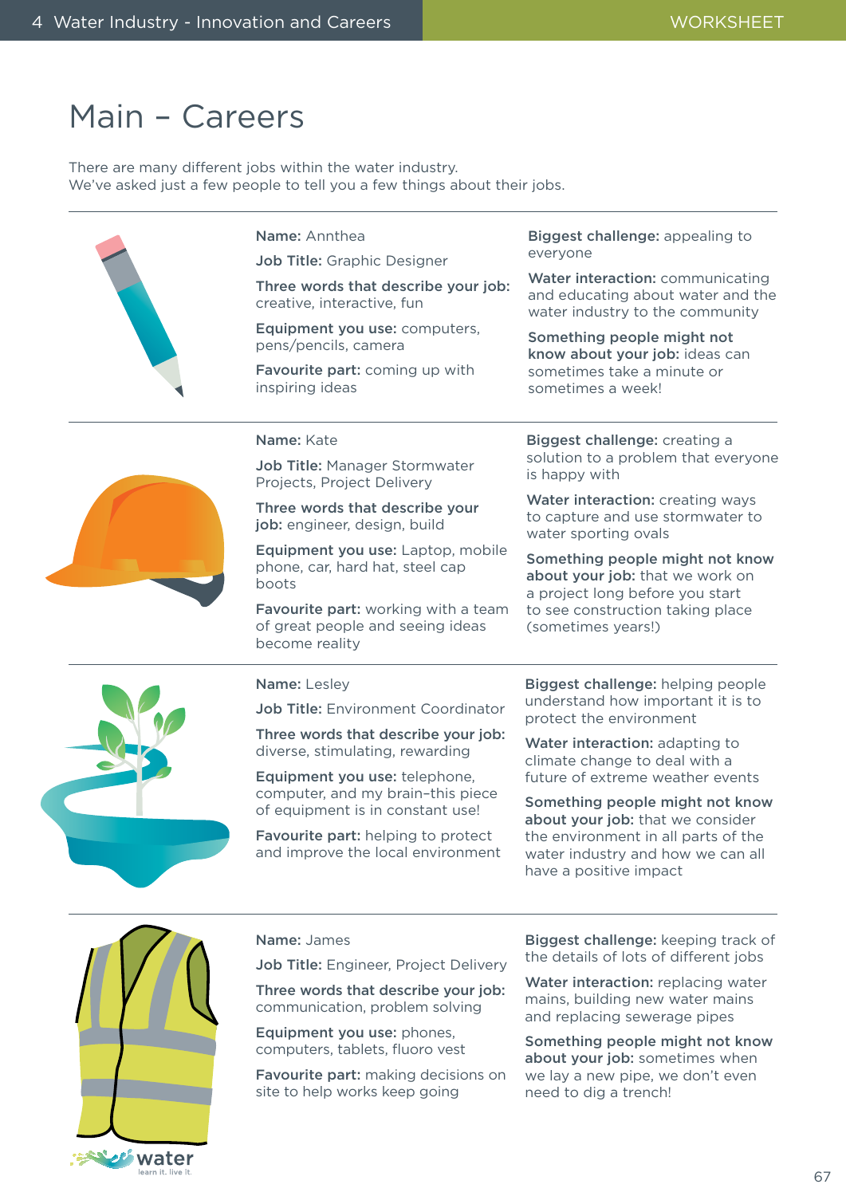# Main – Careers

There are many different jobs within the water industry.
We've asked just a few people to tell you a few things about their jobs.

---

**Name:** Annthea

**Job Title:** Graphic Designer

**Three words that describe your job:** creative, interactive, fun

**Equipment you use:** computers, pens/pencils, camera

**Favourite part:** coming up with inspiring ideas

**Biggest challenge:** appealing to everyone

**Water interaction:** communicating and educating about water and the water industry to the community

**Something people might not know about your job:** ideas can sometimes take a minute or sometimes a week!

---

**Name:** Kate

**Job Title:** Manager Stormwater Projects, Project Delivery

**Three words that describe your job:** engineer, design, build

**Equipment you use:** Laptop, mobile phone, car, hard hat, steel cap boots

**Favourite part:** working with a team of great people and seeing ideas become reality

**Biggest challenge:** creating a solution to a problem that everyone is happy with

**Water interaction:** creating ways to capture and use stormwater to water sporting ovals

**Something people might not know about your job:** that we work on a project long before you start to see construction taking place (sometimes years!)

---

**Name:** Lesley

**Job Title:** Environment Coordinator

**Three words that describe your job:** diverse, stimulating, rewarding

**Equipment you use:** telephone, computer, and my brain–this piece of equipment is in constant use!

**Favourite part:** helping to protect and improve the local environment

**Biggest challenge:** helping people understand how important it is to protect the environment

**Water interaction:** adapting to climate change to deal with a future of extreme weather events

**Something people might not know about your job:** that we consider the environment in all parts of the water industry and how we can all have a positive impact

---

**Name:** James

**Job Title:** Engineer, Project Delivery

**Three words that describe your job:** communication, problem solving

**Equipment you use:** phones, computers, tablets, fluoro vest

**Favourite part:** making decisions on site to help works keep going

**Biggest challenge:** keeping track of the details of lots of different jobs

**Water interaction:** replacing water mains, building new water mains and replacing sewerage pipes

**Something people might not know about your job:** sometimes when we lay a new pipe, we don't even need to dig a trench!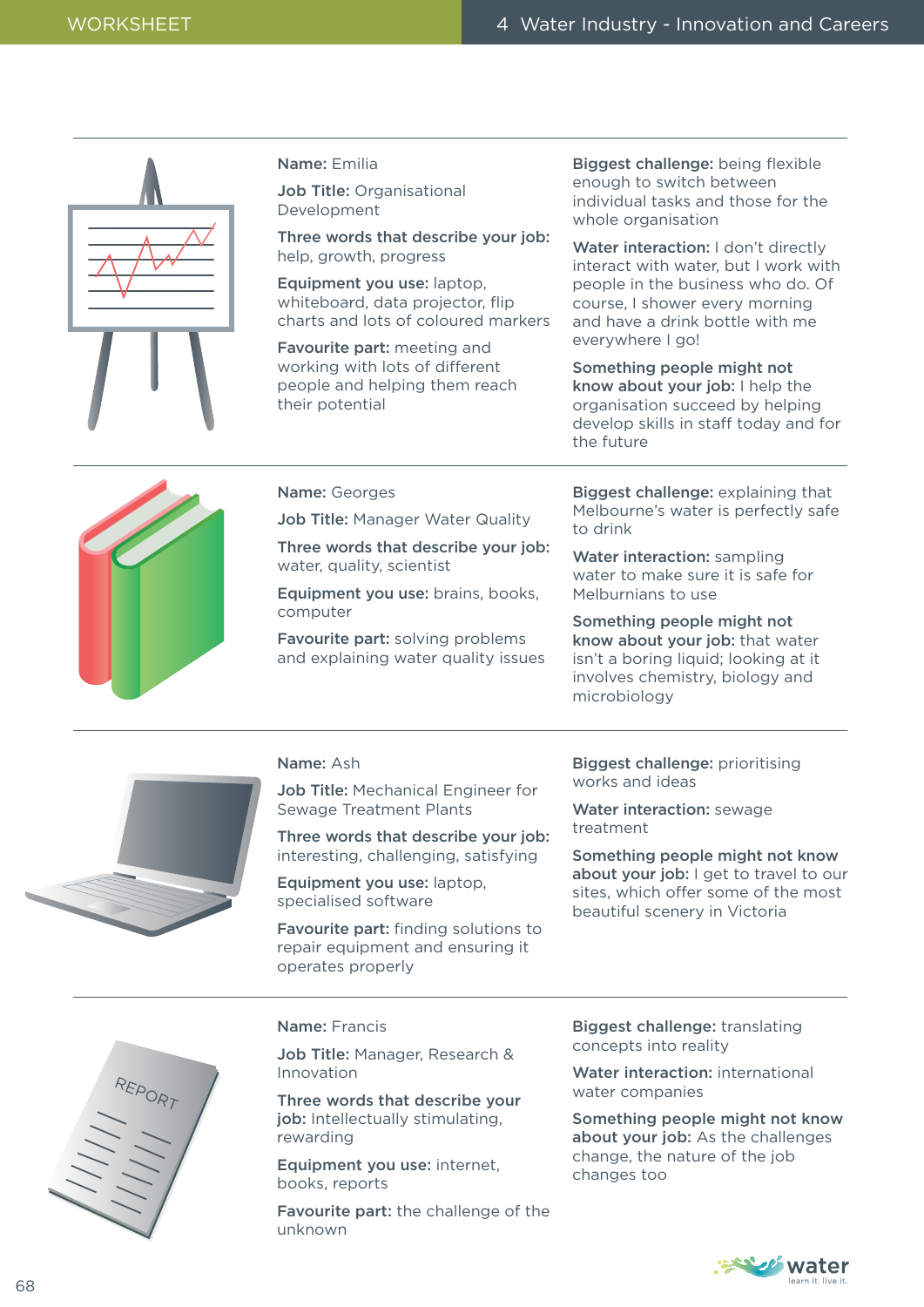**Name:** Emilia

**Job Title:** Organisational Development

**Three words that describe your job:** help, growth, progress

**Equipment you use:** laptop, whiteboard, data projector, flip charts and lots of coloured markers

**Favourite part:** meeting and working with lots of different people and helping them reach their potential

**Biggest challenge:** being flexible enough to switch between individual tasks and those for the whole organisation

**Water interaction:** I don't directly interact with water, but I work with people in the business who do. Of course, I shower every morning and have a drink bottle with me everywhere I go!

**Something people might not know about your job:** I help the organisation succeed by helping develop skills in staff today and for the future

---

**Name:** Georges

**Job Title:** Manager Water Quality

**Three words that describe your job:** water, quality, scientist

**Equipment you use:** brains, books, computer

**Favourite part:** solving problems and explaining water quality issues

**Biggest challenge:** explaining that Melbourne's water is perfectly safe to drink

**Water interaction:** sampling water to make sure it is safe for Melburnians to use

**Something people might not know about your job:** that water isn't a boring liquid; looking at it involves chemistry, biology and microbiology

---

**Name:** Ash

**Job Title:** Mechanical Engineer for Sewage Treatment Plants

**Three words that describe your job:** interesting, challenging, satisfying

**Equipment you use:** laptop, specialised software

**Favourite part:** finding solutions to repair equipment and ensuring it operates properly

**Biggest challenge:** prioritising works and ideas

**Water interaction:** sewage treatment

**Something people might not know about your job:** I get to travel to our sites, which offer some of the most beautiful scenery in Victoria

---

**Name:** Francis

**Job Title:** Manager, Research & Innovation

**Three words that describe your job:** Intellectually stimulating, rewarding

**Equipment you use:** internet, books, reports

**Favourite part:** the challenge of the unknown

**Biggest challenge:** translating concepts into reality

**Water interaction:** international water companies

**Something people might not know about your job:** As the challenges change, the nature of the job changes too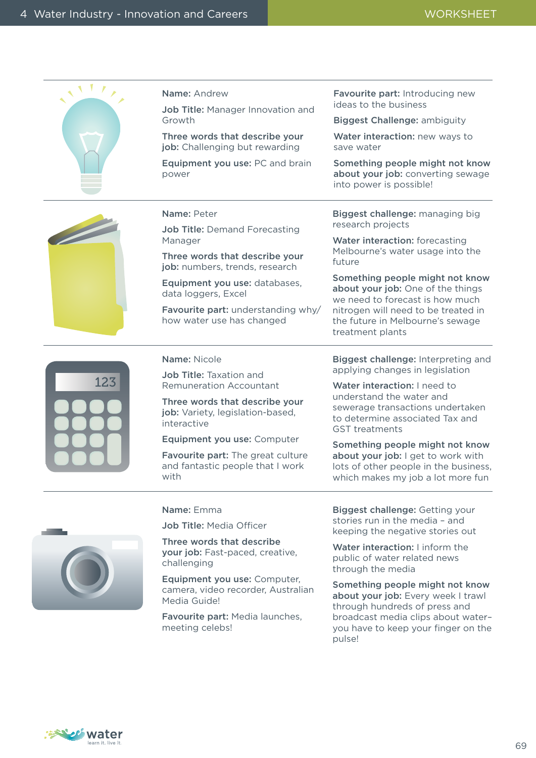**Name:** Andrew

**Job Title:** Manager Innovation and Growth

**Three words that describe your job:** Challenging but rewarding

**Equipment you use:** PC and brain power

**Favourite part:** Introducing new ideas to the business

**Biggest Challenge:** ambiguity

**Water interaction:** new ways to save water

**Something people might not know about your job:** converting sewage into power is possible!

---

**Name:** Peter

**Job Title:** Demand Forecasting Manager

**Three words that describe your job:** numbers, trends, research

**Equipment you use:** databases, data loggers, Excel

**Favourite part:** understanding why/how water use has changed

**Biggest challenge:** managing big research projects

**Water interaction:** forecasting Melbourne's water usage into the future

**Something people might not know about your job:** One of the things we need to forecast is how much nitrogen will need to be treated in the future in Melbourne's sewage treatment plants

---

**Name:** Nicole

**Job Title:** Taxation and Remuneration Accountant

**Three words that describe your job:** Variety, legislation-based, interactive

**Equipment you use:** Computer

**Favourite part:** The great culture and fantastic people that I work with

**Biggest challenge:** Interpreting and applying changes in legislation

**Water interaction:** I need to understand the water and sewerage transactions undertaken to determine associated Tax and GST treatments

**Something people might not know about your job:** I get to work with lots of other people in the business, which makes my job a lot more fun

---

**Name:** Emma

**Job Title:** Media Officer

**Three words that describe your job:** Fast-paced, creative, challenging

**Equipment you use:** Computer, camera, video recorder, Australian Media Guide!

**Favourite part:** Media launches, meeting celebs!

**Biggest challenge:** Getting your stories run in the media – and keeping the negative stories out

**Water interaction:** I inform the public of water related news through the media

**Something people might not know about your job:** Every week I trawl through hundreds of press and broadcast media clips about water– you have to keep your finger on the pulse!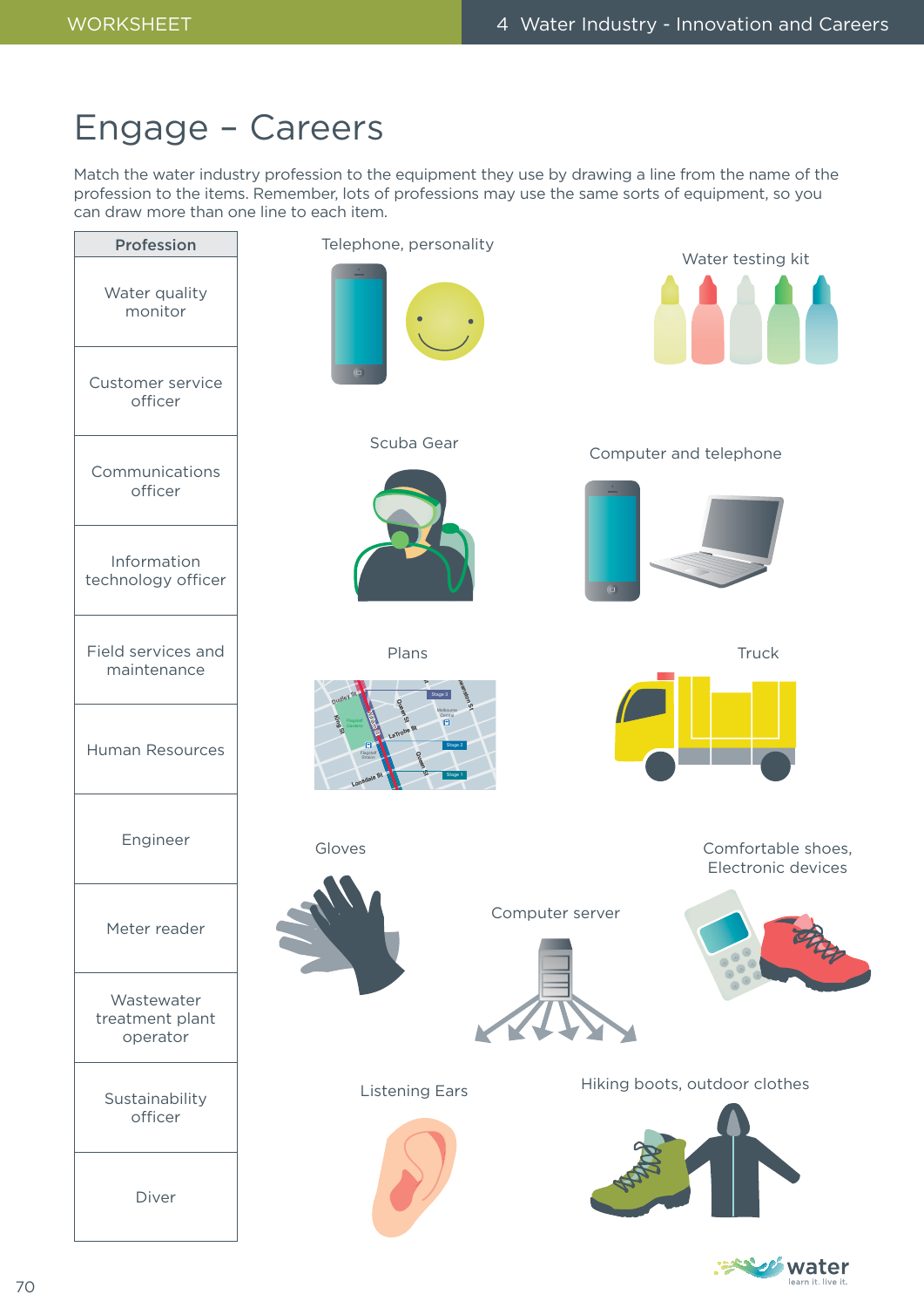# Engage – Careers

Match the water industry profession to the equipment they use by drawing a line from the name of the profession to the items. Remember, lots of professions may use the same sorts of equipment, so you can draw more than one line to each item.

| Profession |
| --- |
| Water quality monitor |
| Customer service officer |
| Communications officer |
| Information technology officer |
| Field services and maintenance |
| Human Resources |
| Engineer |
| Meter reader |
| Wastewater treatment plant operator |
| Sustainability officer |
| Diver |

Telephone, personality

Water testing kit

Scuba Gear

Computer and telephone

Plans

Truck

Gloves

Computer server

Comfortable shoes, Electronic devices

Listening Ears

Hiking boots, outdoor clothes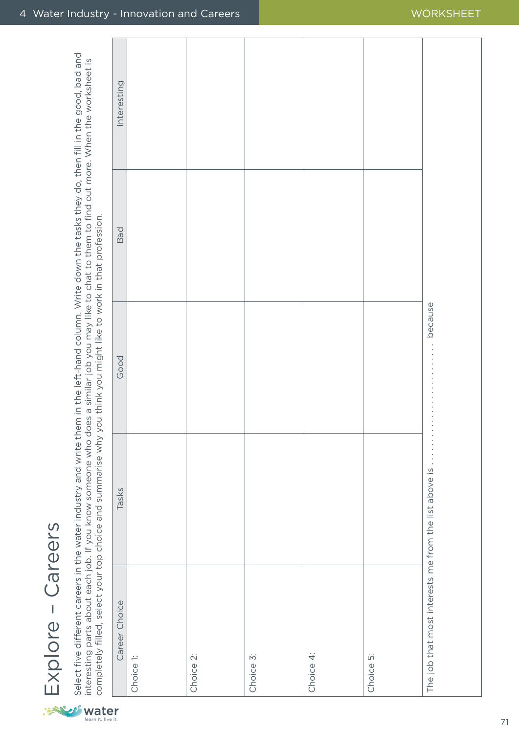# Explore – Careers

Select five different careers in the water industry and write them in the left-hand column. Write down the tasks they do, then fill in the good, bad and interesting parts about each job. If you know someone who does a similar job you may like to chat to them to find out more. When the worksheet is completely filled, select your top choice and summarise why you think you might like to work in that profession.

| Career Choice | Tasks | Good | Bad | Interesting |
| --- | --- | --- | --- | --- |
| Choice 1: | | | | |
| Choice 2: | | | | |
| Choice 3: | | | | |
| Choice 4: | | | | |
| Choice 5: | | | | |

The job that most interests me from the list above is . . . . . . . . . . . . . . . . . . . . . . . . . . . . . because